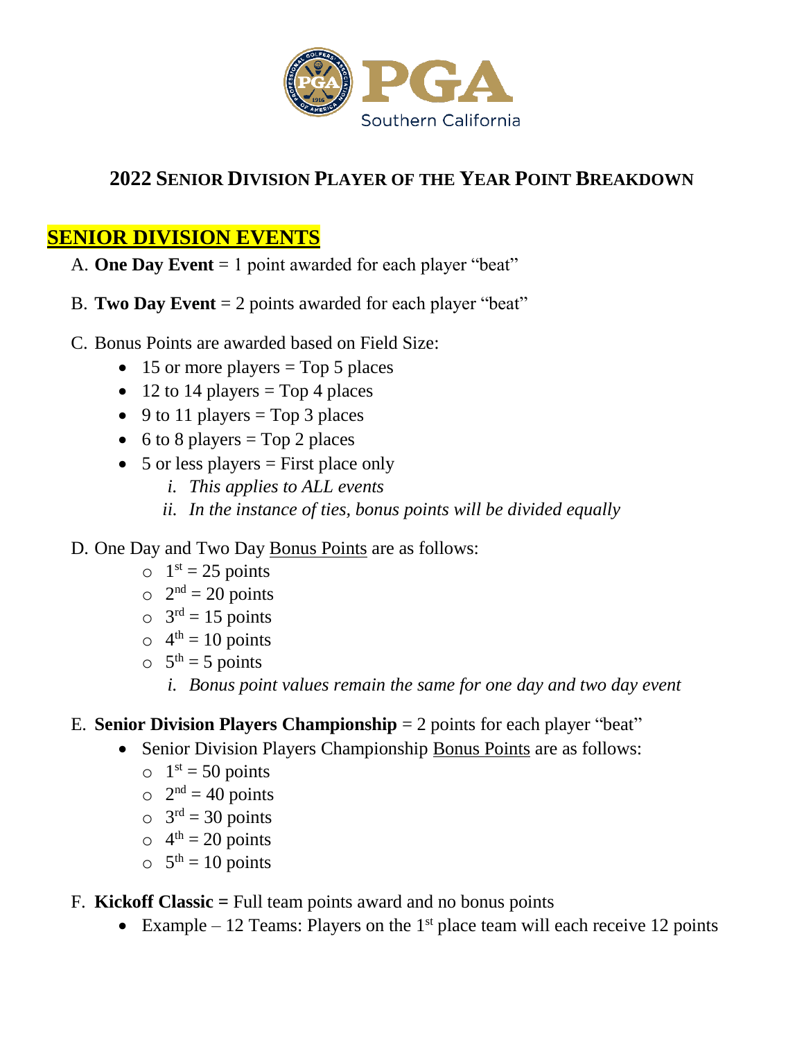# 2022 Senior Division Player of the Year Point Breakdown

## SENIOR DIVISION EVENTS

A. **One Day Event** = 1 point awarded for each player "beat"

B. **Two Day Event** = 2 points awarded for each player "beat"

C. Bonus Points are awarded based on Field Size:

- 15 or more players = Top 5 places
- 12 to 14 players = Top 4 places
- 9 to 11 players = Top 3 places
- 6 to 8 players = Top 2 places
- 5 or less players = First place only
  - i. *This applies to ALL events*
  - ii. *In the instance of ties, bonus points will be divided equally*

D. One Day and Two Day Bonus Points are as follows:

- 1st = 25 points
- 2nd = 20 points
- 3rd = 15 points
- 4th = 10 points
- 5th = 5 points
  - i. *Bonus point values remain the same for one day and two day event*

E. **Senior Division Players Championship** = 2 points for each player "beat"

- Senior Division Players Championship Bonus Points are as follows:
  - 1st = 50 points
  - 2nd = 40 points
  - 3rd = 30 points
  - 4th = 20 points
  - 5th = 10 points

F. **Kickoff Classic =** Full team points award and no bonus points

- Example – 12 Teams: Players on the 1st place team will each receive 12 points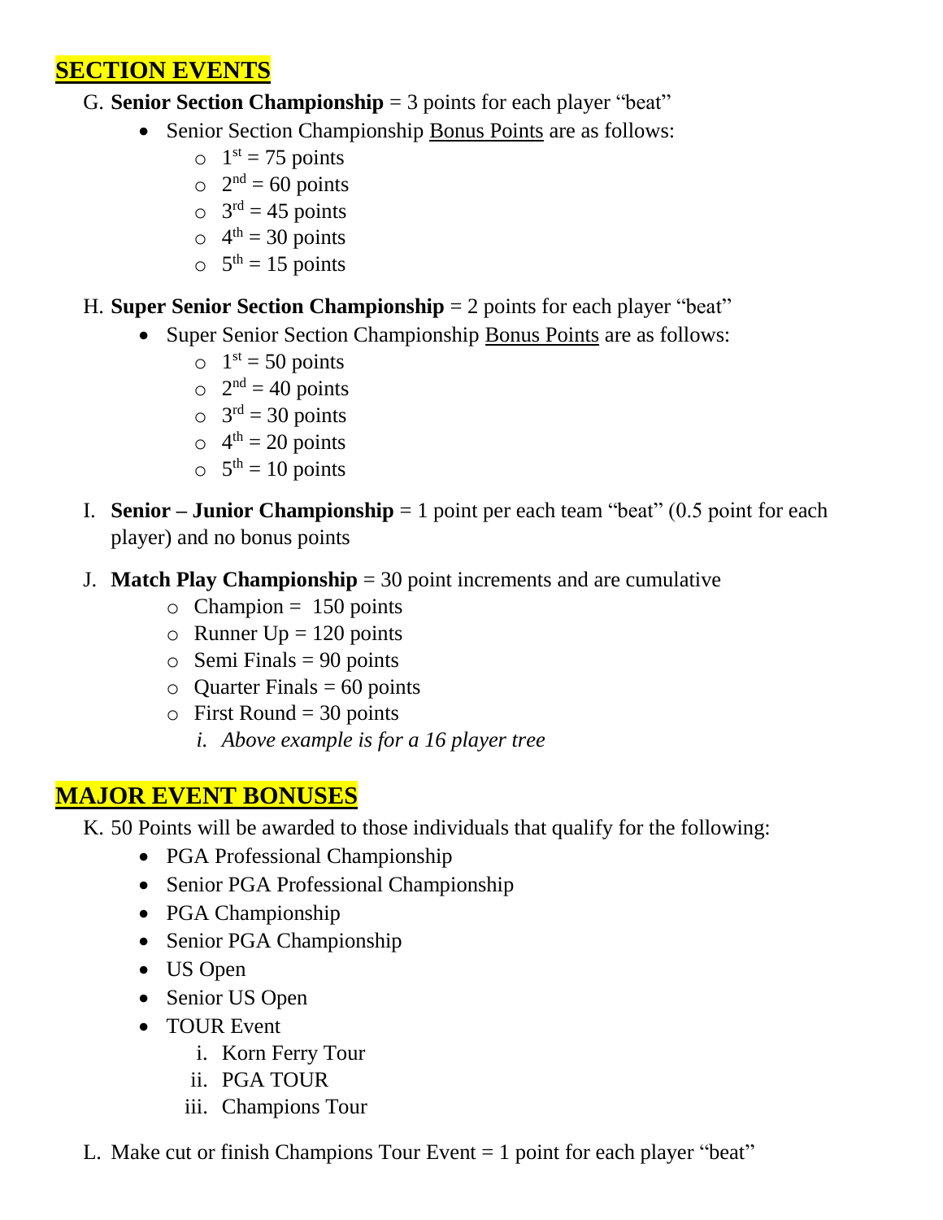## SECTION EVENTS

G. **Senior Section Championship** = 3 points for each player "beat"

- Senior Section Championship Bonus Points are as follows:
  - $1^{st}$ = 75 points
  - $2^{nd}$ = 60 points
  - $3^{rd}$ = 45 points
  - $4^{th}$ = 30 points
  - $5^{th}$ = 15 points

H. **Super Senior Section Championship** = 2 points for each player "beat"

- Super Senior Section Championship Bonus Points are as follows:
  - $1^{st}$ = 50 points
  - $2^{nd}$ = 40 points
  - $3^{rd}$ = 30 points
  - $4^{th}$ = 20 points
  - $5^{th}$ = 10 points

I. **Senior – Junior Championship** = 1 point per each team "beat" (0.5 point for each player) and no bonus points

J. **Match Play Championship** = 30 point increments and are cumulative

- Champion = 150 points
- Runner Up = 120 points
- Semi Finals = 90 points
- Quarter Finals = 60 points
- First Round = 30 points
  - i. *Above example is for a 16 player tree*

## MAJOR EVENT BONUSES

K. 50 Points will be awarded to those individuals that qualify for the following:

- PGA Professional Championship
- Senior PGA Professional Championship
- PGA Championship
- Senior PGA Championship
- US Open
- Senior US Open
- TOUR Event
  - i. Korn Ferry Tour
  - ii. PGA TOUR
  - iii. Champions Tour

L. Make cut or finish Champions Tour Event = 1 point for each player "beat"